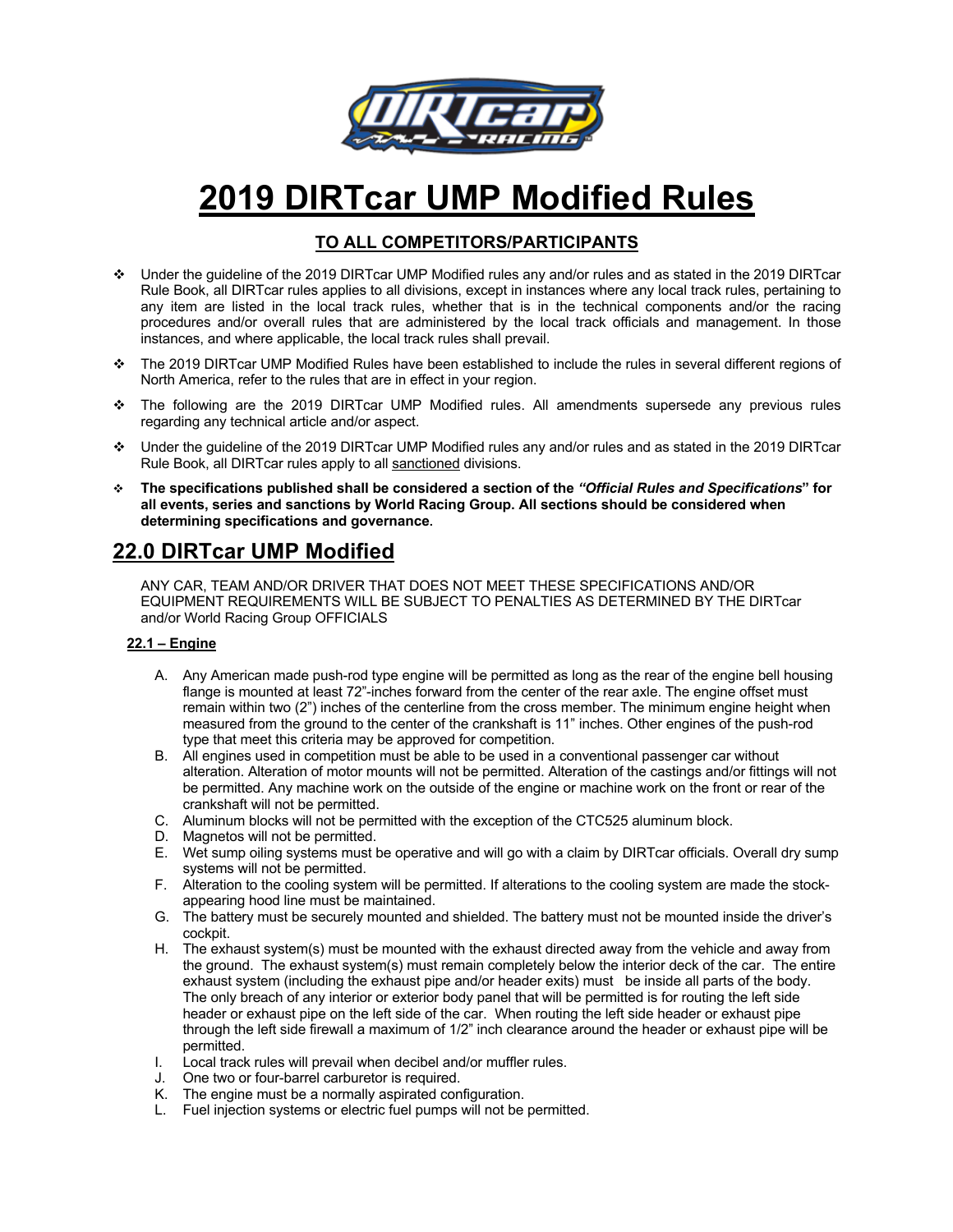# 2019 DIRTcar UMP Modified Rules

## TO ALL COMPETITORS/PARTICIPANTS

- Under the guideline of the 2019 DIRTcar UMP Modified rules any and/or rules and as stated in the 2019 DIRTcar Rule Book, all DIRTcar rules applies to all divisions, except in instances where any local track rules, pertaining to any item are listed in the local track rules, whether that is in the technical components and/or the racing procedures and/or overall rules that are administered by the local track officials and management. In those instances, and where applicable, the local track rules shall prevail.
- The 2019 DIRTcar UMP Modified Rules have been established to include the rules in several different regions of North America, refer to the rules that are in effect in your region.
- The following are the 2019 DIRTcar UMP Modified rules. All amendments supersede any previous rules regarding any technical article and/or aspect.
- Under the guideline of the 2019 DIRTcar UMP Modified rules any and/or rules and as stated in the 2019 DIRTcar Rule Book, all DIRTcar rules apply to all sanctioned divisions.
- **The specifications published shall be considered a section of the *"Official Rules and Specifications"* for all events, series and sanctions by World Racing Group. All sections should be considered when determining specifications and governance.**

## 22.0 DIRTcar UMP Modified

ANY CAR, TEAM AND/OR DRIVER THAT DOES NOT MEET THESE SPECIFICATIONS AND/OR EQUIPMENT REQUIREMENTS WILL BE SUBJECT TO PENALTIES AS DETERMINED BY THE DIRTcar and/or World Racing Group OFFICIALS

### 22.1 – Engine

A. Any American made push-rod type engine will be permitted as long as the rear of the engine bell housing flange is mounted at least 72"-inches forward from the center of the rear axle. The engine offset must remain within two (2") inches of the centerline from the cross member. The minimum engine height when measured from the ground to the center of the crankshaft is 11" inches. Other engines of the push-rod type that meet this criteria may be approved for competition.
B. All engines used in competition must be able to be used in a conventional passenger car without alteration. Alteration of motor mounts will not be permitted. Alteration of the castings and/or fittings will not be permitted. Any machine work on the outside of the engine or machine work on the front or rear of the crankshaft will not be permitted.
C. Aluminum blocks will not be permitted with the exception of the CTC525 aluminum block.
D. Magnetos will not be permitted.
E. Wet sump oiling systems must be operative and will go with a claim by DIRTcar officials. Overall dry sump systems will not be permitted.
F. Alteration to the cooling system will be permitted. If alterations to the cooling system are made the stock-appearing hood line must be maintained.
G. The battery must be securely mounted and shielded. The battery must not be mounted inside the driver's cockpit.
H. The exhaust system(s) must be mounted with the exhaust directed away from the vehicle and away from the ground. The exhaust system(s) must remain completely below the interior deck of the car. The entire exhaust system (including the exhaust pipe and/or header exits) must be inside all parts of the body. The only breach of any interior or exterior body panel that will be permitted is for routing the left side header or exhaust pipe on the left side of the car. When routing the left side header or exhaust pipe through the left side firewall a maximum of 1/2" inch clearance around the header or exhaust pipe will be permitted.
I. Local track rules will prevail when decibel and/or muffler rules.
J. One two or four-barrel carburetor is required.
K. The engine must be a normally aspirated configuration.
L. Fuel injection systems or electric fuel pumps will not be permitted.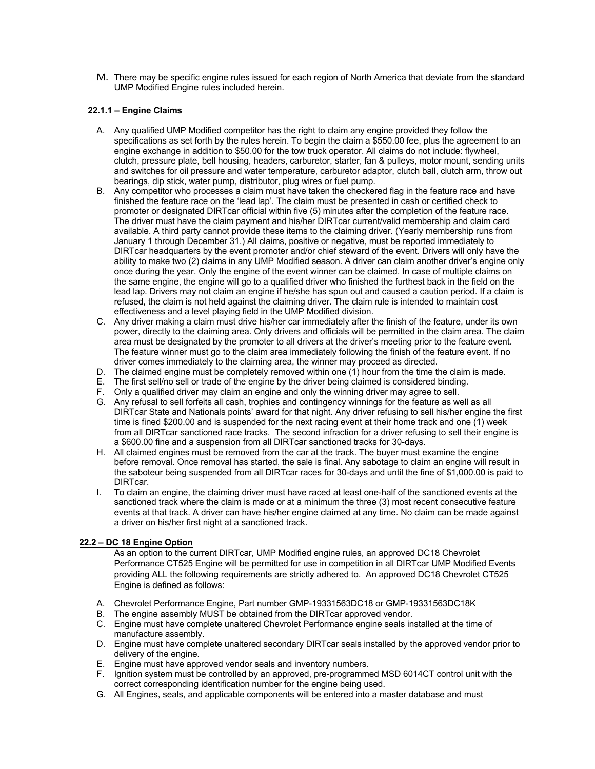M. There may be specific engine rules issued for each region of North America that deviate from the standard UMP Modified Engine rules included herein.

**22.1.1 – Engine Claims**

A. Any qualified UMP Modified competitor has the right to claim any engine provided they follow the specifications as set forth by the rules herein. To begin the claim a $550.00 fee, plus the agreement to an engine exchange in addition to $50.00 for the tow truck operator. All claims do not include: flywheel, clutch, pressure plate, bell housing, headers, carburetor, starter, fan & pulleys, motor mount, sending units and switches for oil pressure and water temperature, carburetor adaptor, clutch ball, clutch arm, throw out bearings, dip stick, water pump, distributor, plug wires or fuel pump.

B. Any competitor who processes a claim must have taken the checkered flag in the feature race and have finished the feature race on the 'lead lap'. The claim must be presented in cash or certified check to promoter or designated DIRTcar official within five (5) minutes after the completion of the feature race. The driver must have the claim payment and his/her DIRTcar current/valid membership and claim card available. A third party cannot provide these items to the claiming driver. (Yearly membership runs from January 1 through December 31.) All claims, positive or negative, must be reported immediately to DIRTcar headquarters by the event promoter and/or chief steward of the event. Drivers will only have the ability to make two (2) claims in any UMP Modified season. A driver can claim another driver's engine only once during the year. Only the engine of the event winner can be claimed. In case of multiple claims on the same engine, the engine will go to a qualified driver who finished the furthest back in the field on the lead lap. Drivers may not claim an engine if he/she has spun out and caused a caution period. If a claim is refused, the claim is not held against the claiming driver. The claim rule is intended to maintain cost effectiveness and a level playing field in the UMP Modified division.

C. Any driver making a claim must drive his/her car immediately after the finish of the feature, under its own power, directly to the claiming area. Only drivers and officials will be permitted in the claim area. The claim area must be designated by the promoter to all drivers at the driver's meeting prior to the feature event. The feature winner must go to the claim area immediately following the finish of the feature event. If no driver comes immediately to the claiming area, the winner may proceed as directed.

D. The claimed engine must be completely removed within one (1) hour from the time the claim is made.

E. The first sell/no sell or trade of the engine by the driver being claimed is considered binding.

F. Only a qualified driver may claim an engine and only the winning driver may agree to sell.

G. Any refusal to sell forfeits all cash, trophies and contingency winnings for the feature as well as all DIRTcar State and Nationals points' award for that night. Any driver refusing to sell his/her engine the first time is fined $200.00 and is suspended for the next racing event at their home track and one (1) week from all DIRTcar sanctioned race tracks. The second infraction for a driver refusing to sell their engine is a $600.00 fine and a suspension from all DIRTcar sanctioned tracks for 30-days.

H. All claimed engines must be removed from the car at the track. The buyer must examine the engine before removal. Once removal has started, the sale is final. Any sabotage to claim an engine will result in the saboteur being suspended from all DIRTcar races for 30-days and until the fine of $1,000.00 is paid to DIRTcar.

I. To claim an engine, the claiming driver must have raced at least one-half of the sanctioned events at the sanctioned track where the claim is made or at a minimum the three (3) most recent consecutive feature events at that track. A driver can have his/her engine claimed at any time. No claim can be made against a driver on his/her first night at a sanctioned track.

**22.2 – DC 18 Engine Option**

As an option to the current DIRTcar, UMP Modified engine rules, an approved DC18 Chevrolet Performance CT525 Engine will be permitted for use in competition in all DIRTcar UMP Modified Events providing ALL the following requirements are strictly adhered to. An approved DC18 Chevrolet CT525 Engine is defined as follows:

A. Chevrolet Performance Engine, Part number GMP-19331563DC18 or GMP-19331563DC18K

B. The engine assembly MUST be obtained from the DIRTcar approved vendor.

C. Engine must have complete unaltered Chevrolet Performance engine seals installed at the time of manufacture assembly.

D. Engine must have complete unaltered secondary DIRTcar seals installed by the approved vendor prior to delivery of the engine.

E. Engine must have approved vendor seals and inventory numbers.

F. Ignition system must be controlled by an approved, pre-programmed MSD 6014CT control unit with the correct corresponding identification number for the engine being used.

G. All Engines, seals, and applicable components will be entered into a master database and must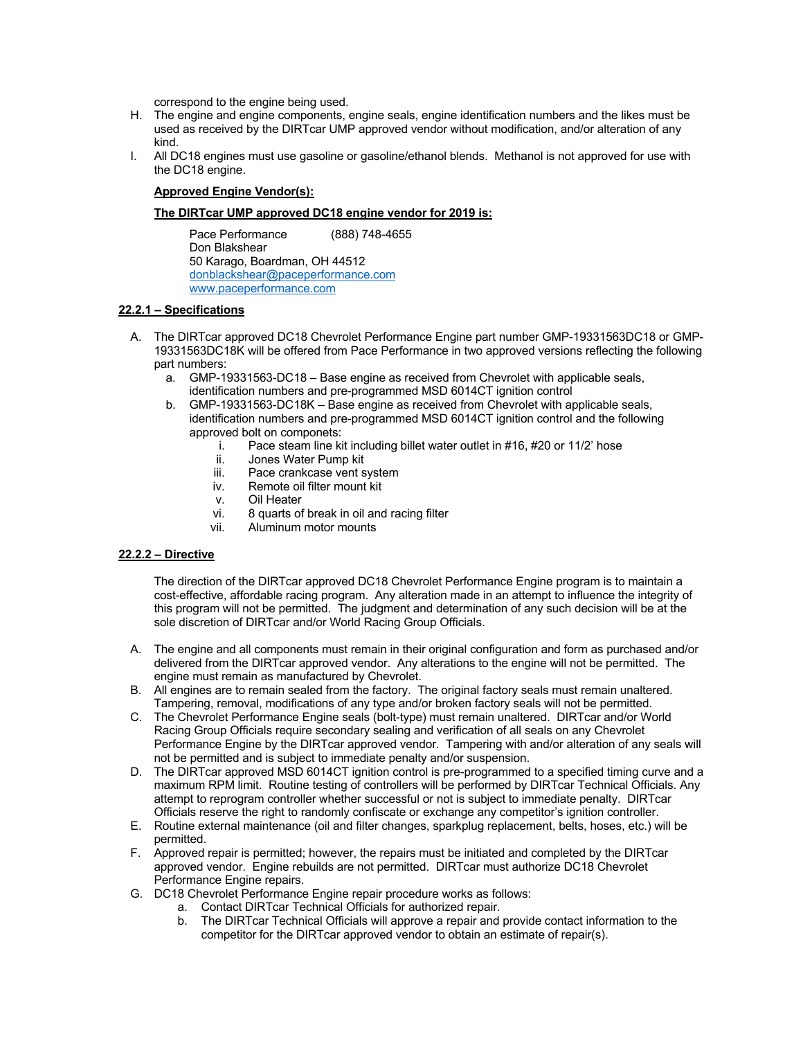correspond to the engine being used.

H. The engine and engine components, engine seals, engine identification numbers and the likes must be used as received by the DIRTcar UMP approved vendor without modification, and/or alteration of any kind.

I. All DC18 engines must use gasoline or gasoline/ethanol blends. Methanol is not approved for use with the DC18 engine.

**Approved Engine Vendor(s):**

**The DIRTcar UMP approved DC18 engine vendor for 2019 is:**

Pace Performance (888) 748-4655
Don Blakshear
50 Karago, Boardman, OH 44512
donblackshear@paceperformance.com
www.paceperformance.com

## 22.2.1 – Specifications

A. The DIRTcar approved DC18 Chevrolet Performance Engine part number GMP-19331563DC18 or GMP-19331563DC18K will be offered from Pace Performance in two approved versions reflecting the following part numbers:
   a. GMP-19331563-DC18 – Base engine as received from Chevrolet with applicable seals, identification numbers and pre-programmed MSD 6014CT ignition control
   b. GMP-19331563-DC18K – Base engine as received from Chevrolet with applicable seals, identification numbers and pre-programmed MSD 6014CT ignition control and the following approved bolt on componets:
      i. Pace steam line kit including billet water outlet in #16, #20 or 11/2' hose
      ii. Jones Water Pump kit
      iii. Pace crankcase vent system
      iv. Remote oil filter mount kit
      v. Oil Heater
      vi. 8 quarts of break in oil and racing filter
      vii. Aluminum motor mounts

## 22.2.2 – Directive

The direction of the DIRTcar approved DC18 Chevrolet Performance Engine program is to maintain a cost-effective, affordable racing program. Any alteration made in an attempt to influence the integrity of this program will not be permitted. The judgment and determination of any such decision will be at the sole discretion of DIRTcar and/or World Racing Group Officials.

A. The engine and all components must remain in their original configuration and form as purchased and/or delivered from the DIRTcar approved vendor. Any alterations to the engine will not be permitted. The engine must remain as manufactured by Chevrolet.

B. All engines are to remain sealed from the factory. The original factory seals must remain unaltered. Tampering, removal, modifications of any type and/or broken factory seals will not be permitted.

C. The Chevrolet Performance Engine seals (bolt-type) must remain unaltered. DIRTcar and/or World Racing Group Officials require secondary sealing and verification of all seals on any Chevrolet Performance Engine by the DIRTcar approved vendor. Tampering with and/or alteration of any seals will not be permitted and is subject to immediate penalty and/or suspension.

D. The DIRTcar approved MSD 6014CT ignition control is pre-programmed to a specified timing curve and a maximum RPM limit. Routine testing of controllers will be performed by DIRTcar Technical Officials. Any attempt to reprogram controller whether successful or not is subject to immediate penalty. DIRTcar Officials reserve the right to randomly confiscate or exchange any competitor's ignition controller.

E. Routine external maintenance (oil and filter changes, sparkplug replacement, belts, hoses, etc.) will be permitted.

F. Approved repair is permitted; however, the repairs must be initiated and completed by the DIRTcar approved vendor. Engine rebuilds are not permitted. DIRTcar must authorize DC18 Chevrolet Performance Engine repairs.

G. DC18 Chevrolet Performance Engine repair procedure works as follows:
   a. Contact DIRTcar Technical Officials for authorized repair.
   b. The DIRTcar Technical Officials will approve a repair and provide contact information to the competitor for the DIRTcar approved vendor to obtain an estimate of repair(s).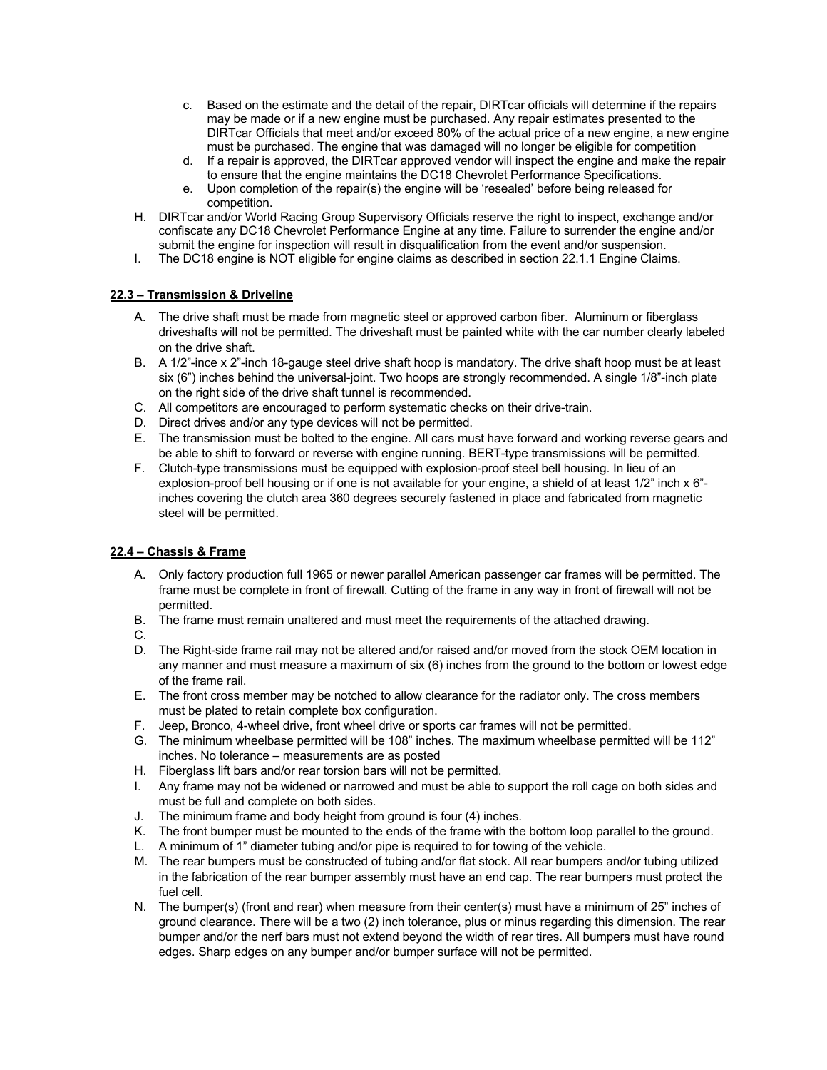c. Based on the estimate and the detail of the repair, DIRTcar officials will determine if the repairs may be made or if a new engine must be purchased. Any repair estimates presented to the DIRTcar Officials that meet and/or exceed 80% of the actual price of a new engine, a new engine must be purchased. The engine that was damaged will no longer be eligible for competition
d. If a repair is approved, the DIRTcar approved vendor will inspect the engine and make the repair to ensure that the engine maintains the DC18 Chevrolet Performance Specifications.
e. Upon completion of the repair(s) the engine will be 'resealed' before being released for competition.

H. DIRTcar and/or World Racing Group Supervisory Officials reserve the right to inspect, exchange and/or confiscate any DC18 Chevrolet Performance Engine at any time. Failure to surrender the engine and/or submit the engine for inspection will result in disqualification from the event and/or suspension.
I. The DC18 engine is NOT eligible for engine claims as described in section 22.1.1 Engine Claims.

**22.3 – Transmission & Driveline**

A. The drive shaft must be made from magnetic steel or approved carbon fiber. Aluminum or fiberglass driveshafts will not be permitted. The driveshaft must be painted white with the car number clearly labeled on the drive shaft.
B. A 1/2"-ince x 2"-inch 18-gauge steel drive shaft hoop is mandatory. The drive shaft hoop must be at least six (6") inches behind the universal-joint. Two hoops are strongly recommended. A single 1/8"-inch plate on the right side of the drive shaft tunnel is recommended.
C. All competitors are encouraged to perform systematic checks on their drive-train.
D. Direct drives and/or any type devices will not be permitted.
E. The transmission must be bolted to the engine. All cars must have forward and working reverse gears and be able to shift to forward or reverse with engine running. BERT-type transmissions will be permitted.
F. Clutch-type transmissions must be equipped with explosion-proof steel bell housing. In lieu of an explosion-proof bell housing or if one is not available for your engine, a shield of at least 1/2" inch x 6"-inches covering the clutch area 360 degrees securely fastened in place and fabricated from magnetic steel will be permitted.

**22.4 – Chassis & Frame**

A. Only factory production full 1965 or newer parallel American passenger car frames will be permitted. The frame must be complete in front of firewall. Cutting of the frame in any way in front of firewall will not be permitted.
B. The frame must remain unaltered and must meet the requirements of the attached drawing.
C.
D. The Right-side frame rail may not be altered and/or raised and/or moved from the stock OEM location in any manner and must measure a maximum of six (6) inches from the ground to the bottom or lowest edge of the frame rail.
E. The front cross member may be notched to allow clearance for the radiator only. The cross members must be plated to retain complete box configuration.
F. Jeep, Bronco, 4-wheel drive, front wheel drive or sports car frames will not be permitted.
G. The minimum wheelbase permitted will be 108" inches. The maximum wheelbase permitted will be 112" inches. No tolerance – measurements are as posted
H. Fiberglass lift bars and/or rear torsion bars will not be permitted.
I. Any frame may not be widened or narrowed and must be able to support the roll cage on both sides and must be full and complete on both sides.
J. The minimum frame and body height from ground is four (4) inches.
K. The front bumper must be mounted to the ends of the frame with the bottom loop parallel to the ground.
L. A minimum of 1" diameter tubing and/or pipe is required to for towing of the vehicle.
M. The rear bumpers must be constructed of tubing and/or flat stock. All rear bumpers and/or tubing utilized in the fabrication of the rear bumper assembly must have an end cap. The rear bumpers must protect the fuel cell.
N. The bumper(s) (front and rear) when measure from their center(s) must have a minimum of 25" inches of ground clearance. There will be a two (2) inch tolerance, plus or minus regarding this dimension. The rear bumper and/or the nerf bars must not extend beyond the width of rear tires. All bumpers must have round edges. Sharp edges on any bumper and/or bumper surface will not be permitted.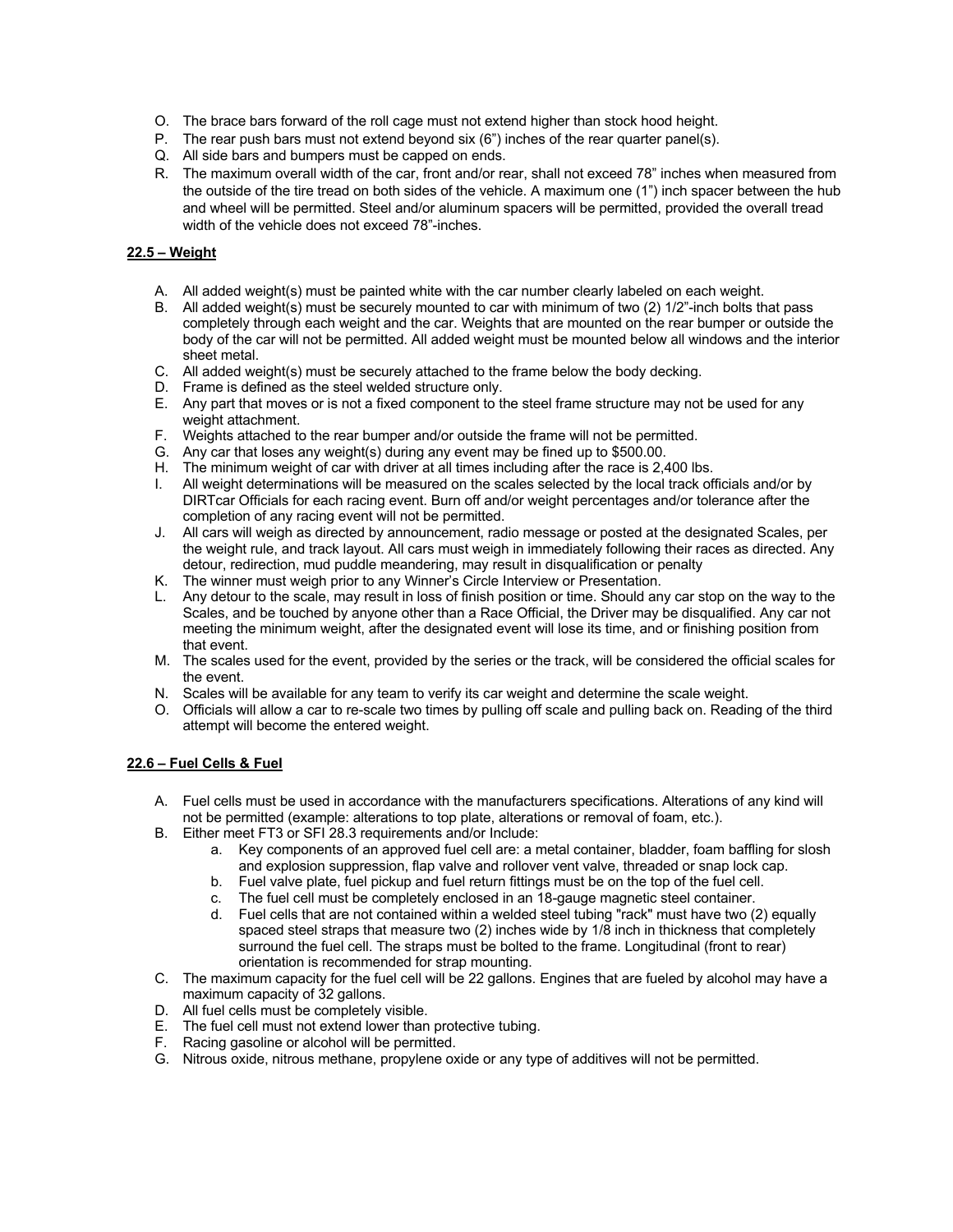O. The brace bars forward of the roll cage must not extend higher than stock hood height.
P. The rear push bars must not extend beyond six (6") inches of the rear quarter panel(s).
Q. All side bars and bumpers must be capped on ends.
R. The maximum overall width of the car, front and/or rear, shall not exceed 78" inches when measured from the outside of the tire tread on both sides of the vehicle. A maximum one (1") inch spacer between the hub and wheel will be permitted. Steel and/or aluminum spacers will be permitted, provided the overall tread width of the vehicle does not exceed 78"-inches.

**22.5 – Weight**

A. All added weight(s) must be painted white with the car number clearly labeled on each weight.
B. All added weight(s) must be securely mounted to car with minimum of two (2) 1/2"-inch bolts that pass completely through each weight and the car. Weights that are mounted on the rear bumper or outside the body of the car will not be permitted. All added weight must be mounted below all windows and the interior sheet metal.
C. All added weight(s) must be securely attached to the frame below the body decking.
D. Frame is defined as the steel welded structure only.
E. Any part that moves or is not a fixed component to the steel frame structure may not be used for any weight attachment.
F. Weights attached to the rear bumper and/or outside the frame will not be permitted.
G. Any car that loses any weight(s) during any event may be fined up to $500.00.
H. The minimum weight of car with driver at all times including after the race is 2,400 lbs.
I. All weight determinations will be measured on the scales selected by the local track officials and/or by DIRTcar Officials for each racing event. Burn off and/or weight percentages and/or tolerance after the completion of any racing event will not be permitted.
J. All cars will weigh as directed by announcement, radio message or posted at the designated Scales, per the weight rule, and track layout. All cars must weigh in immediately following their races as directed. Any detour, redirection, mud puddle meandering, may result in disqualification or penalty
K. The winner must weigh prior to any Winner's Circle Interview or Presentation.
L. Any detour to the scale, may result in loss of finish position or time. Should any car stop on the way to the Scales, and be touched by anyone other than a Race Official, the Driver may be disqualified. Any car not meeting the minimum weight, after the designated event will lose its time, and or finishing position from that event.
M. The scales used for the event, provided by the series or the track, will be considered the official scales for the event.
N. Scales will be available for any team to verify its car weight and determine the scale weight.
O. Officials will allow a car to re-scale two times by pulling off scale and pulling back on. Reading of the third attempt will become the entered weight.

**22.6 – Fuel Cells & Fuel**

A. Fuel cells must be used in accordance with the manufacturers specifications. Alterations of any kind will not be permitted (example: alterations to top plate, alterations or removal of foam, etc.).
B. Either meet FT3 or SFI 28.3 requirements and/or Include:
   a. Key components of an approved fuel cell are: a metal container, bladder, foam baffling for slosh and explosion suppression, flap valve and rollover vent valve, threaded or snap lock cap.
   b. Fuel valve plate, fuel pickup and fuel return fittings must be on the top of the fuel cell.
   c. The fuel cell must be completely enclosed in an 18-gauge magnetic steel container.
   d. Fuel cells that are not contained within a welded steel tubing "rack" must have two (2) equally spaced steel straps that measure two (2) inches wide by 1/8 inch in thickness that completely surround the fuel cell. The straps must be bolted to the frame. Longitudinal (front to rear) orientation is recommended for strap mounting.
C. The maximum capacity for the fuel cell will be 22 gallons. Engines that are fueled by alcohol may have a maximum capacity of 32 gallons.
D. All fuel cells must be completely visible.
E. The fuel cell must not extend lower than protective tubing.
F. Racing gasoline or alcohol will be permitted.
G. Nitrous oxide, nitrous methane, propylene oxide or any type of additives will not be permitted.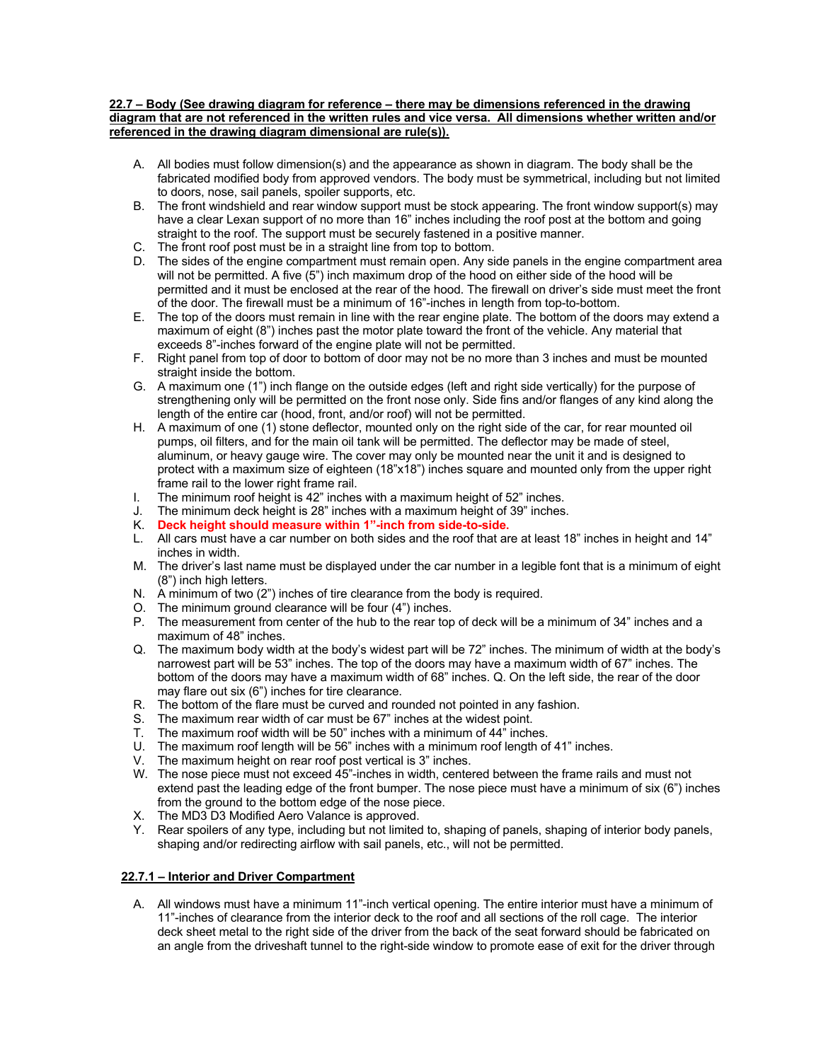**22.7 – Body (See drawing diagram for reference – there may be dimensions referenced in the drawing diagram that are not referenced in the written rules and vice versa. All dimensions whether written and/or referenced in the drawing diagram dimensional are rule(s)).**

A. All bodies must follow dimension(s) and the appearance as shown in diagram. The body shall be the fabricated modified body from approved vendors. The body must be symmetrical, including but not limited to doors, nose, sail panels, spoiler supports, etc.
B. The front windshield and rear window support must be stock appearing. The front window support(s) may have a clear Lexan support of no more than 16" inches including the roof post at the bottom and going straight to the roof. The support must be securely fastened in a positive manner.
C. The front roof post must be in a straight line from top to bottom.
D. The sides of the engine compartment must remain open. Any side panels in the engine compartment area will not be permitted. A five (5") inch maximum drop of the hood on either side of the hood will be permitted and it must be enclosed at the rear of the hood. The firewall on driver's side must meet the front of the door. The firewall must be a minimum of 16"-inches in length from top-to-bottom.
E. The top of the doors must remain in line with the rear engine plate. The bottom of the doors may extend a maximum of eight (8") inches past the motor plate toward the front of the vehicle. Any material that exceeds 8"-inches forward of the engine plate will not be permitted.
F. Right panel from top of door to bottom of door may not be no more than 3 inches and must be mounted straight inside the bottom.
G. A maximum one (1") inch flange on the outside edges (left and right side vertically) for the purpose of strengthening only will be permitted on the front nose only. Side fins and/or flanges of any kind along the length of the entire car (hood, front, and/or roof) will not be permitted.
H. A maximum of one (1) stone deflector, mounted only on the right side of the car, for rear mounted oil pumps, oil filters, and for the main oil tank will be permitted. The deflector may be made of steel, aluminum, or heavy gauge wire. The cover may only be mounted near the unit it and is designed to protect with a maximum size of eighteen (18"x18") inches square and mounted only from the upper right frame rail to the lower right frame rail.
I. The minimum roof height is 42" inches with a maximum height of 52" inches.
J. The minimum deck height is 28" inches with a maximum height of 39" inches.
K. **Deck height should measure within 1"-inch from side-to-side.**
L. All cars must have a car number on both sides and the roof that are at least 18" inches in height and 14" inches in width.
M. The driver's last name must be displayed under the car number in a legible font that is a minimum of eight (8") inch high letters.
N. A minimum of two (2") inches of tire clearance from the body is required.
O. The minimum ground clearance will be four (4") inches.
P. The measurement from center of the hub to the rear top of deck will be a minimum of 34" inches and a maximum of 48" inches.
Q. The maximum body width at the body's widest part will be 72" inches. The minimum of width at the body's narrowest part will be 53" inches. The top of the doors may have a maximum width of 67" inches. The bottom of the doors may have a maximum width of 68" inches. Q. On the left side, the rear of the door may flare out six (6") inches for tire clearance.
R. The bottom of the flare must be curved and rounded not pointed in any fashion.
S. The maximum rear width of car must be 67" inches at the widest point.
T. The maximum roof width will be 50" inches with a minimum of 44" inches.
U. The maximum roof length will be 56" inches with a minimum roof length of 41" inches.
V. The maximum height on rear roof post vertical is 3" inches.
W. The nose piece must not exceed 45"-inches in width, centered between the frame rails and must not extend past the leading edge of the front bumper. The nose piece must have a minimum of six (6") inches from the ground to the bottom edge of the nose piece.
X. The MD3 D3 Modified Aero Valance is approved.
Y. Rear spoilers of any type, including but not limited to, shaping of panels, shaping of interior body panels, shaping and/or redirecting airflow with sail panels, etc., will not be permitted.

**22.7.1 – Interior and Driver Compartment**

A. All windows must have a minimum 11"-inch vertical opening. The entire interior must have a minimum of 11"-inches of clearance from the interior deck to the roof and all sections of the roll cage. The interior deck sheet metal to the right side of the driver from the back of the seat forward should be fabricated on an angle from the driveshaft tunnel to the right-side window to promote ease of exit for the driver through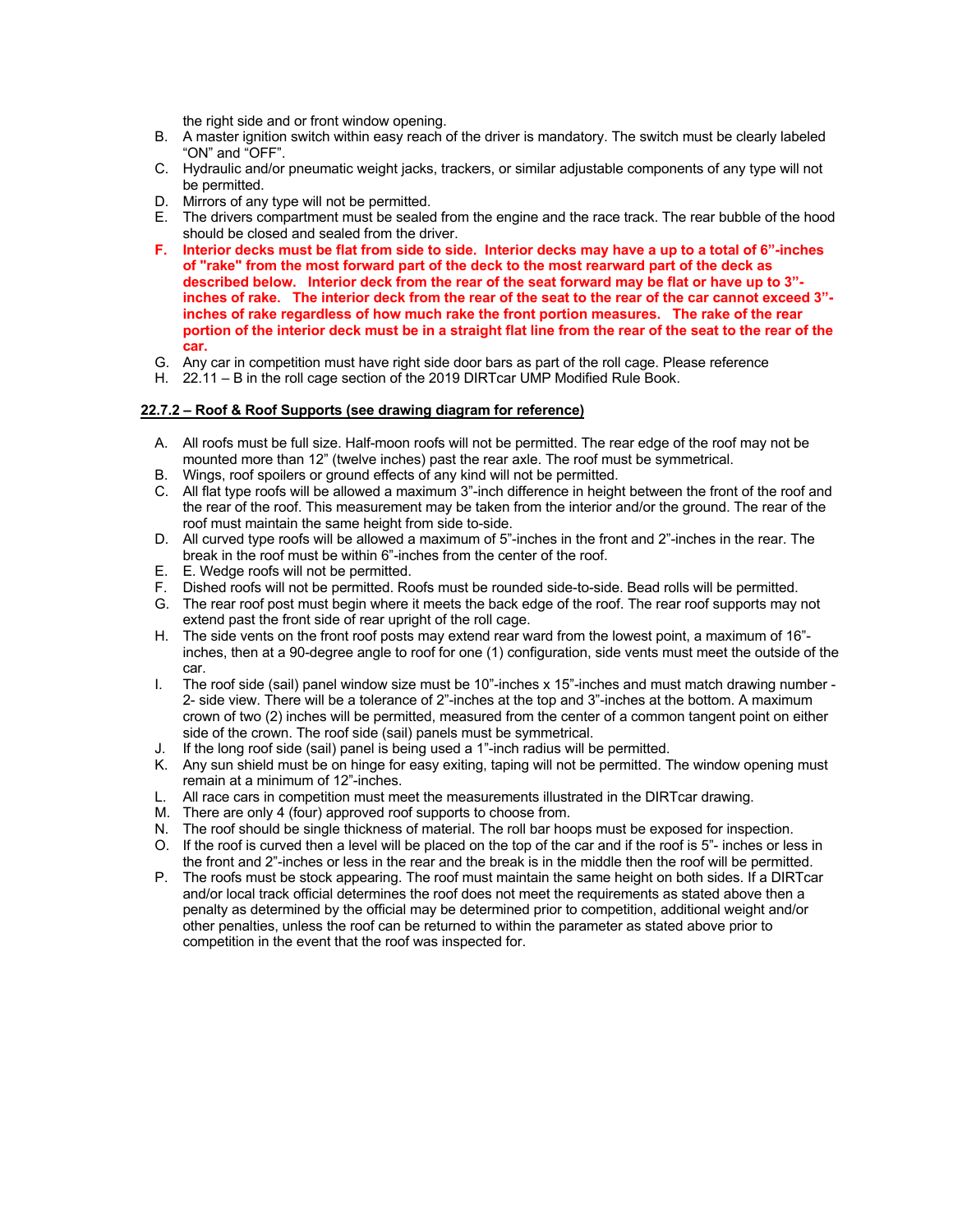the right side and or front window opening.

B. A master ignition switch within easy reach of the driver is mandatory. The switch must be clearly labeled "ON" and "OFF".

C. Hydraulic and/or pneumatic weight jacks, trackers, or similar adjustable components of any type will not be permitted.

D. Mirrors of any type will not be permitted.

E. The drivers compartment must be sealed from the engine and the race track. The rear bubble of the hood should be closed and sealed from the driver.

**F. Interior decks must be flat from side to side. Interior decks may have a up to a total of 6"-inches of "rake" from the most forward part of the deck to the most rearward part of the deck as described below. Interior deck from the rear of the seat forward may be flat or have up to 3"-inches of rake. The interior deck from the rear of the seat to the rear of the car cannot exceed 3"-inches of rake regardless of how much rake the front portion measures. The rake of the rear portion of the interior deck must be in a straight flat line from the rear of the seat to the rear of the car.**

G. Any car in competition must have right side door bars as part of the roll cage. Please reference

H. 22.11 – B in the roll cage section of the 2019 DIRTcar UMP Modified Rule Book.

## 22.7.2 – Roof & Roof Supports (see drawing diagram for reference)

A. All roofs must be full size. Half-moon roofs will not be permitted. The rear edge of the roof may not be mounted more than 12" (twelve inches) past the rear axle. The roof must be symmetrical.

B. Wings, roof spoilers or ground effects of any kind will not be permitted.

C. All flat type roofs will be allowed a maximum 3"-inch difference in height between the front of the roof and the rear of the roof. This measurement may be taken from the interior and/or the ground. The rear of the roof must maintain the same height from side to-side.

D. All curved type roofs will be allowed a maximum of 5"-inches in the front and 2"-inches in the rear. The break in the roof must be within 6"-inches from the center of the roof.

E. E. Wedge roofs will not be permitted.

F. Dished roofs will not be permitted. Roofs must be rounded side-to-side. Bead rolls will be permitted.

G. The rear roof post must begin where it meets the back edge of the roof. The rear roof supports may not extend past the front side of rear upright of the roll cage.

H. The side vents on the front roof posts may extend rear ward from the lowest point, a maximum of 16"-inches, then at a 90-degree angle to roof for one (1) configuration, side vents must meet the outside of the car.

I. The roof side (sail) panel window size must be 10"-inches x 15"-inches and must match drawing number -2- side view. There will be a tolerance of 2"-inches at the top and 3"-inches at the bottom. A maximum crown of two (2) inches will be permitted, measured from the center of a common tangent point on either side of the crown. The roof side (sail) panels must be symmetrical.

J. If the long roof side (sail) panel is being used a 1"-inch radius will be permitted.

K. Any sun shield must be on hinge for easy exiting, taping will not be permitted. The window opening must remain at a minimum of 12"-inches.

L. All race cars in competition must meet the measurements illustrated in the DIRTcar drawing.

M. There are only 4 (four) approved roof supports to choose from.

N. The roof should be single thickness of material. The roll bar hoops must be exposed for inspection.

O. If the roof is curved then a level will be placed on the top of the car and if the roof is 5"- inches or less in the front and 2"-inches or less in the rear and the break is in the middle then the roof will be permitted.

P. The roofs must be stock appearing. The roof must maintain the same height on both sides. If a DIRTcar and/or local track official determines the roof does not meet the requirements as stated above then a penalty as determined by the official may be determined prior to competition, additional weight and/or other penalties, unless the roof can be returned to within the parameter as stated above prior to competition in the event that the roof was inspected for.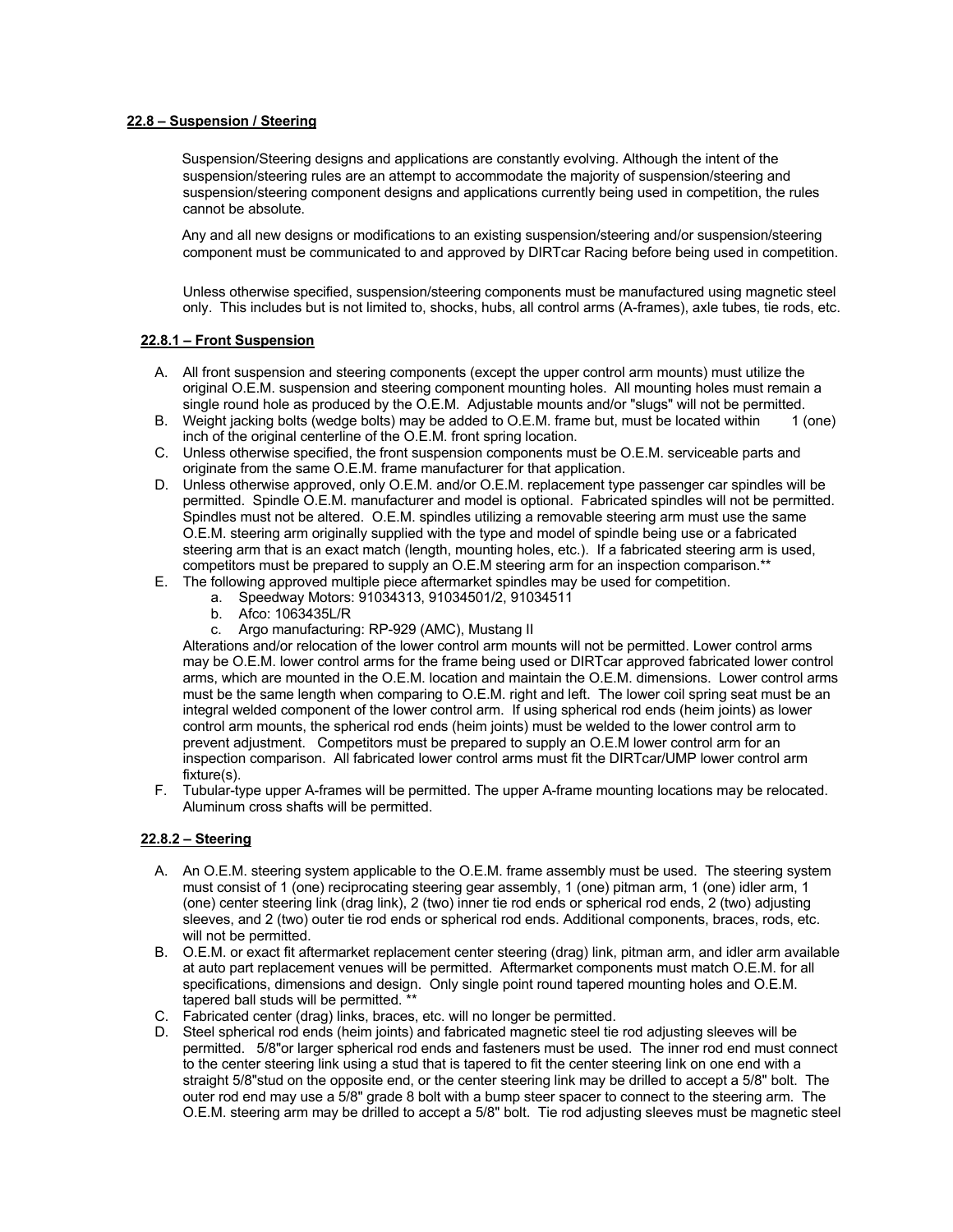**22.8 – Suspension / Steering**

Suspension/Steering designs and applications are constantly evolving. Although the intent of the suspension/steering rules are an attempt to accommodate the majority of suspension/steering and suspension/steering component designs and applications currently being used in competition, the rules cannot be absolute.

Any and all new designs or modifications to an existing suspension/steering and/or suspension/steering component must be communicated to and approved by DIRTcar Racing before being used in competition.

Unless otherwise specified, suspension/steering components must be manufactured using magnetic steel only. This includes but is not limited to, shocks, hubs, all control arms (A-frames), axle tubes, tie rods, etc.

**22.8.1 – Front Suspension**

A. All front suspension and steering components (except the upper control arm mounts) must utilize the original O.E.M. suspension and steering component mounting holes. All mounting holes must remain a single round hole as produced by the O.E.M. Adjustable mounts and/or "slugs" will not be permitted.
B. Weight jacking bolts (wedge bolts) may be added to O.E.M. frame but, must be located within 1 (one) inch of the original centerline of the O.E.M. front spring location.
C. Unless otherwise specified, the front suspension components must be O.E.M. serviceable parts and originate from the same O.E.M. frame manufacturer for that application.
D. Unless otherwise approved, only O.E.M. and/or O.E.M. replacement type passenger car spindles will be permitted. Spindle O.E.M. manufacturer and model is optional. Fabricated spindles will not be permitted. Spindles must not be altered. O.E.M. spindles utilizing a removable steering arm must use the same O.E.M. steering arm originally supplied with the type and model of spindle being use or a fabricated steering arm that is an exact match (length, mounting holes, etc.). If a fabricated steering arm is used, competitors must be prepared to supply an O.E.M steering arm for an inspection comparison.**
E. The following approved multiple piece aftermarket spindles may be used for competition.
    a. Speedway Motors: 91034313, 91034501/2, 91034511
    b. Afco: 1063435L/R
    c. Argo manufacturing: RP-929 (AMC), Mustang II

   Alterations and/or relocation of the lower control arm mounts will not be permitted. Lower control arms may be O.E.M. lower control arms for the frame being used or DIRTcar approved fabricated lower control arms, which are mounted in the O.E.M. location and maintain the O.E.M. dimensions. Lower control arms must be the same length when comparing to O.E.M. right and left. The lower coil spring seat must be an integral welded component of the lower control arm. If using spherical rod ends (heim joints) as lower control arm mounts, the spherical rod ends (heim joints) must be welded to the lower control arm to prevent adjustment. Competitors must be prepared to supply an O.E.M lower control arm for an inspection comparison. All fabricated lower control arms must fit the DIRTcar/UMP lower control arm fixture(s).
F. Tubular-type upper A-frames will be permitted. The upper A-frame mounting locations may be relocated. Aluminum cross shafts will be permitted.

**22.8.2 – Steering**

A. An O.E.M. steering system applicable to the O.E.M. frame assembly must be used. The steering system must consist of 1 (one) reciprocating steering gear assembly, 1 (one) pitman arm, 1 (one) idler arm, 1 (one) center steering link (drag link), 2 (two) inner tie rod ends or spherical rod ends, 2 (two) adjusting sleeves, and 2 (two) outer tie rod ends or spherical rod ends. Additional components, braces, rods, etc. will not be permitted.
B. O.E.M. or exact fit aftermarket replacement center steering (drag) link, pitman arm, and idler arm available at auto part replacement venues will be permitted. Aftermarket components must match O.E.M. for all specifications, dimensions and design. Only single point round tapered mounting holes and O.E.M. tapered ball studs will be permitted. **
C. Fabricated center (drag) links, braces, etc. will no longer be permitted.
D. Steel spherical rod ends (heim joints) and fabricated magnetic steel tie rod adjusting sleeves will be permitted. 5/8"or larger spherical rod ends and fasteners must be used. The inner rod end must connect to the center steering link using a stud that is tapered to fit the center steering link on one end with a straight 5/8"stud on the opposite end, or the center steering link may be drilled to accept a 5/8" bolt. The outer rod end may use a 5/8" grade 8 bolt with a bump steer spacer to connect to the steering arm. The O.E.M. steering arm may be drilled to accept a 5/8" bolt. Tie rod adjusting sleeves must be magnetic steel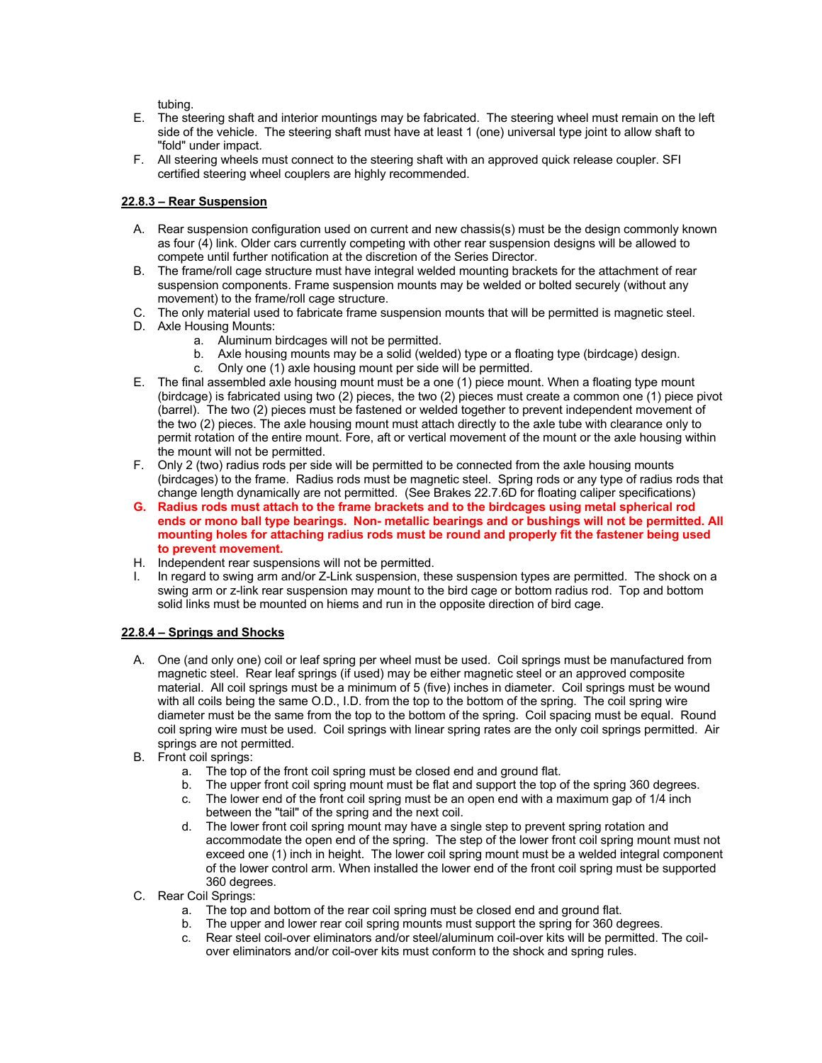tubing.

E. The steering shaft and interior mountings may be fabricated. The steering wheel must remain on the left side of the vehicle. The steering shaft must have at least 1 (one) universal type joint to allow shaft to "fold" under impact.
F. All steering wheels must connect to the steering shaft with an approved quick release coupler. SFI certified steering wheel couplers are highly recommended.

### 22.8.3 – Rear Suspension

A. Rear suspension configuration used on current and new chassis(s) must be the design commonly known as four (4) link. Older cars currently competing with other rear suspension designs will be allowed to compete until further notification at the discretion of the Series Director.
B. The frame/roll cage structure must have integral welded mounting brackets for the attachment of rear suspension components. Frame suspension mounts may be welded or bolted securely (without any movement) to the frame/roll cage structure.
C. The only material used to fabricate frame suspension mounts that will be permitted is magnetic steel.
D. Axle Housing Mounts:
   a. Aluminum birdcages will not be permitted.
   b. Axle housing mounts may be a solid (welded) type or a floating type (birdcage) design.
   c. Only one (1) axle housing mount per side will be permitted.
E. The final assembled axle housing mount must be a one (1) piece mount. When a floating type mount (birdcage) is fabricated using two (2) pieces, the two (2) pieces must create a common one (1) piece pivot (barrel). The two (2) pieces must be fastened or welded together to prevent independent movement of the two (2) pieces. The axle housing mount must attach directly to the axle tube with clearance only to permit rotation of the entire mount. Fore, aft or vertical movement of the mount or the axle housing within the mount will not be permitted.
F. Only 2 (two) radius rods per side will be permitted to be connected from the axle housing mounts (birdcages) to the frame. Radius rods must be magnetic steel. Spring rods or any type of radius rods that change length dynamically are not permitted. (See Brakes 22.7.6D for floating caliper specifications)
G. **Radius rods must attach to the frame brackets and to the birdcages using metal spherical rod ends or mono ball type bearings. Non- metallic bearings and or bushings will not be permitted. All mounting holes for attaching radius rods must be round and properly fit the fastener being used to prevent movement.**
H. Independent rear suspensions will not be permitted.
I. In regard to swing arm and/or Z-Link suspension, these suspension types are permitted. The shock on a swing arm or z-link rear suspension may mount to the bird cage or bottom radius rod. Top and bottom solid links must be mounted on hiems and run in the opposite direction of bird cage.

### 22.8.4 – Springs and Shocks

A. One (and only one) coil or leaf spring per wheel must be used. Coil springs must be manufactured from magnetic steel. Rear leaf springs (if used) may be either magnetic steel or an approved composite material. All coil springs must be a minimum of 5 (five) inches in diameter. Coil springs must be wound with all coils being the same O.D., I.D. from the top to the bottom of the spring. The coil spring wire diameter must be the same from the top to the bottom of the spring. Coil spacing must be equal. Round coil spring wire must be used. Coil springs with linear spring rates are the only coil springs permitted. Air springs are not permitted.
B. Front coil springs:
   a. The top of the front coil spring must be closed end and ground flat.
   b. The upper front coil spring mount must be flat and support the top of the spring 360 degrees.
   c. The lower end of the front coil spring must be an open end with a maximum gap of 1/4 inch between the "tail" of the spring and the next coil.
   d. The lower front coil spring mount may have a single step to prevent spring rotation and accommodate the open end of the spring. The step of the lower front coil spring mount must not exceed one (1) inch in height. The lower coil spring mount must be a welded integral component of the lower control arm. When installed the lower end of the front coil spring must be supported 360 degrees.
C. Rear Coil Springs:
   a. The top and bottom of the rear coil spring must be closed end and ground flat.
   b. The upper and lower rear coil spring mounts must support the spring for 360 degrees.
   c. Rear steel coil-over eliminators and/or steel/aluminum coil-over kits will be permitted. The coil-over eliminators and/or coil-over kits must conform to the shock and spring rules.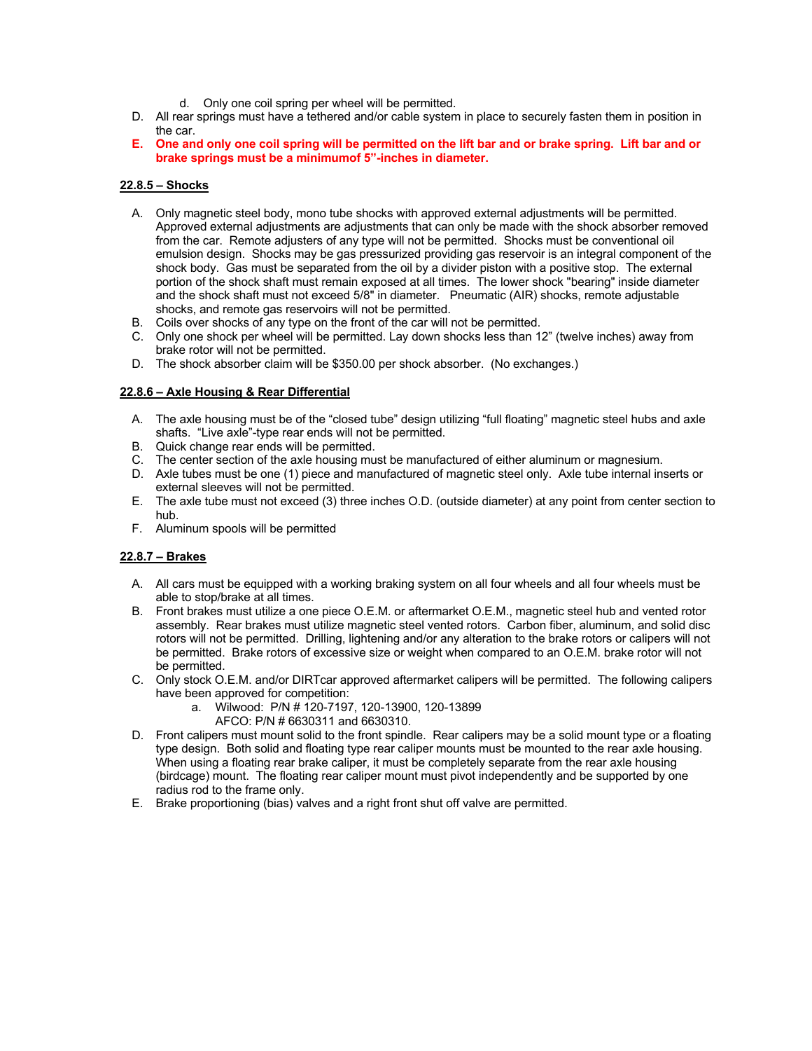d. Only one coil spring per wheel will be permitted.

D. All rear springs must have a tethered and/or cable system in place to securely fasten them in position in the car.

**E. One and only one coil spring will be permitted on the lift bar and or brake spring. Lift bar and or brake springs must be a minimumof 5"-inches in diameter.**

**22.8.5 – Shocks**

A. Only magnetic steel body, mono tube shocks with approved external adjustments will be permitted. Approved external adjustments are adjustments that can only be made with the shock absorber removed from the car. Remote adjusters of any type will not be permitted. Shocks must be conventional oil emulsion design. Shocks may be gas pressurized providing gas reservoir is an integral component of the shock body. Gas must be separated from the oil by a divider piston with a positive stop. The external portion of the shock shaft must remain exposed at all times. The lower shock "bearing" inside diameter and the shock shaft must not exceed 5/8" in diameter. Pneumatic (AIR) shocks, remote adjustable shocks, and remote gas reservoirs will not be permitted.

B. Coils over shocks of any type on the front of the car will not be permitted.

C. Only one shock per wheel will be permitted. Lay down shocks less than 12" (twelve inches) away from brake rotor will not be permitted.

D. The shock absorber claim will be $350.00 per shock absorber. (No exchanges.)

**22.8.6 – Axle Housing & Rear Differential**

A. The axle housing must be of the "closed tube" design utilizing "full floating" magnetic steel hubs and axle shafts. "Live axle"-type rear ends will not be permitted.

B. Quick change rear ends will be permitted.

C. The center section of the axle housing must be manufactured of either aluminum or magnesium.

D. Axle tubes must be one (1) piece and manufactured of magnetic steel only. Axle tube internal inserts or external sleeves will not be permitted.

E. The axle tube must not exceed (3) three inches O.D. (outside diameter) at any point from center section to hub.

F. Aluminum spools will be permitted

**22.8.7 – Brakes**

A. All cars must be equipped with a working braking system on all four wheels and all four wheels must be able to stop/brake at all times.

B. Front brakes must utilize a one piece O.E.M. or aftermarket O.E.M., magnetic steel hub and vented rotor assembly. Rear brakes must utilize magnetic steel vented rotors. Carbon fiber, aluminum, and solid disc rotors will not be permitted. Drilling, lightening and/or any alteration to the brake rotors or calipers will not be permitted. Brake rotors of excessive size or weight when compared to an O.E.M. brake rotor will not be permitted.

C. Only stock O.E.M. and/or DIRTcar approved aftermarket calipers will be permitted. The following calipers have been approved for competition:

   a. Wilwood: P/N # 120-7197, 120-13900, 120-13899
      AFCO: P/N # 6630311 and 6630310.

D. Front calipers must mount solid to the front spindle. Rear calipers may be a solid mount type or a floating type design. Both solid and floating type rear caliper mounts must be mounted to the rear axle housing. When using a floating rear brake caliper, it must be completely separate from the rear axle housing (birdcage) mount. The floating rear caliper mount must pivot independently and be supported by one radius rod to the frame only.

E. Brake proportioning (bias) valves and a right front shut off valve are permitted.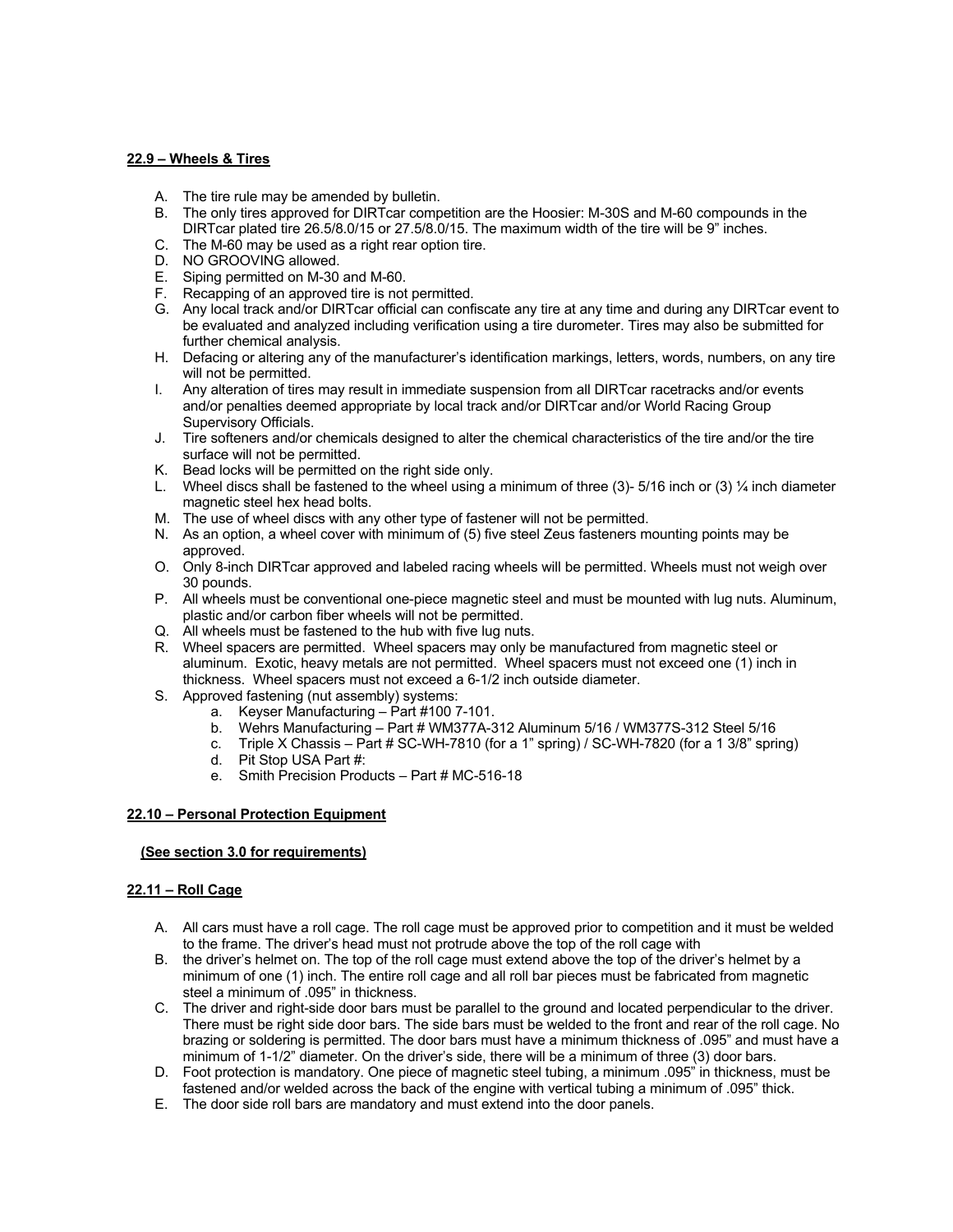**22.9 – Wheels & Tires**

A. The tire rule may be amended by bulletin.
B. The only tires approved for DIRTcar competition are the Hoosier: M-30S and M-60 compounds in the DIRTcar plated tire 26.5/8.0/15 or 27.5/8.0/15. The maximum width of the tire will be 9" inches.
C. The M-60 may be used as a right rear option tire.
D. NO GROOVING allowed.
E. Siping permitted on M-30 and M-60.
F. Recapping of an approved tire is not permitted.
G. Any local track and/or DIRTcar official can confiscate any tire at any time and during any DIRTcar event to be evaluated and analyzed including verification using a tire durometer. Tires may also be submitted for further chemical analysis.
H. Defacing or altering any of the manufacturer's identification markings, letters, words, numbers, on any tire will not be permitted.
I. Any alteration of tires may result in immediate suspension from all DIRTcar racetracks and/or events and/or penalties deemed appropriate by local track and/or DIRTcar and/or World Racing Group Supervisory Officials.
J. Tire softeners and/or chemicals designed to alter the chemical characteristics of the tire and/or the tire surface will not be permitted.
K. Bead locks will be permitted on the right side only.
L. Wheel discs shall be fastened to the wheel using a minimum of three (3)- 5/16 inch or (3) ¼ inch diameter magnetic steel hex head bolts.
M. The use of wheel discs with any other type of fastener will not be permitted.
N. As an option, a wheel cover with minimum of (5) five steel Zeus fasteners mounting points may be approved.
O. Only 8-inch DIRTcar approved and labeled racing wheels will be permitted. Wheels must not weigh over 30 pounds.
P. All wheels must be conventional one-piece magnetic steel and must be mounted with lug nuts. Aluminum, plastic and/or carbon fiber wheels will not be permitted.
Q. All wheels must be fastened to the hub with five lug nuts.
R. Wheel spacers are permitted. Wheel spacers may only be manufactured from magnetic steel or aluminum. Exotic, heavy metals are not permitted. Wheel spacers must not exceed one (1) inch in thickness. Wheel spacers must not exceed a 6-1/2 inch outside diameter.
S. Approved fastening (nut assembly) systems:
   a. Keyser Manufacturing – Part #100 7-101.
   b. Wehrs Manufacturing – Part # WM377A-312 Aluminum 5/16 / WM377S-312 Steel 5/16
   c. Triple X Chassis – Part # SC-WH-7810 (for a 1" spring) / SC-WH-7820 (for a 1 3/8" spring)
   d. Pit Stop USA Part #:
   e. Smith Precision Products – Part # MC-516-18

**22.10 – Personal Protection Equipment**

**(See section 3.0 for requirements)**

**22.11 – Roll Cage**

A. All cars must have a roll cage. The roll cage must be approved prior to competition and it must be welded to the frame. The driver's head must not protrude above the top of the roll cage with
B. the driver's helmet on. The top of the roll cage must extend above the top of the driver's helmet by a minimum of one (1) inch. The entire roll cage and all roll bar pieces must be fabricated from magnetic steel a minimum of .095" in thickness.
C. The driver and right-side door bars must be parallel to the ground and located perpendicular to the driver. There must be right side door bars. The side bars must be welded to the front and rear of the roll cage. No brazing or soldering is permitted. The door bars must have a minimum thickness of .095" and must have a minimum of 1-1/2" diameter. On the driver's side, there will be a minimum of three (3) door bars.
D. Foot protection is mandatory. One piece of magnetic steel tubing, a minimum .095" in thickness, must be fastened and/or welded across the back of the engine with vertical tubing a minimum of .095" thick.
E. The door side roll bars are mandatory and must extend into the door panels.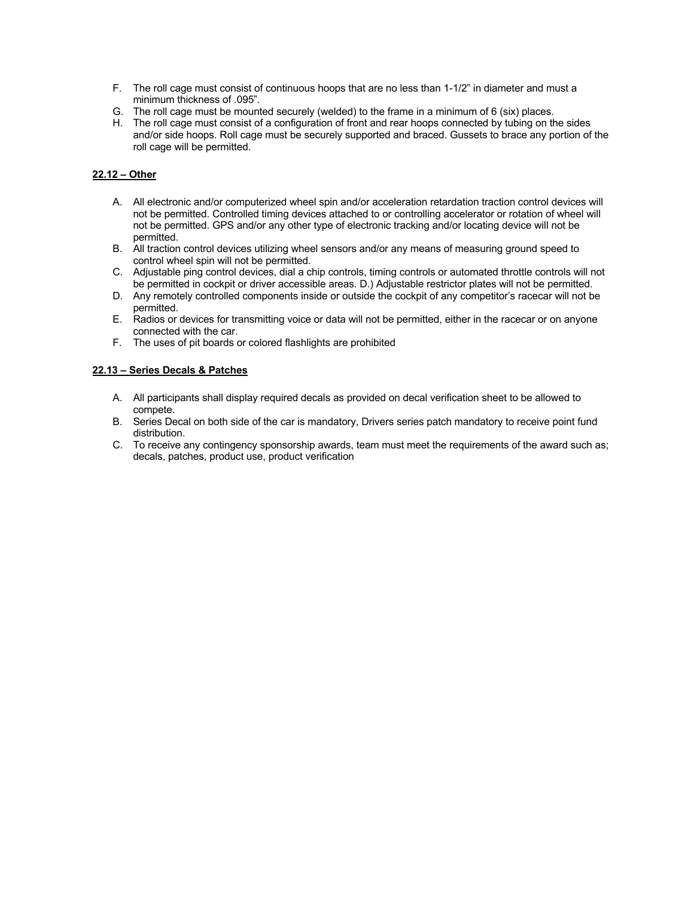F. The roll cage must consist of continuous hoops that are no less than 1-1/2" in diameter and must a minimum thickness of .095".
G. The roll cage must be mounted securely (welded) to the frame in a minimum of 6 (six) places.
H. The roll cage must consist of a configuration of front and rear hoops connected by tubing on the sides and/or side hoops. Roll cage must be securely supported and braced. Gussets to brace any portion of the roll cage will be permitted.

**22.12 – Other**

A. All electronic and/or computerized wheel spin and/or acceleration retardation traction control devices will not be permitted. Controlled timing devices attached to or controlling accelerator or rotation of wheel will not be permitted. GPS and/or any other type of electronic tracking and/or locating device will not be permitted.
B. All traction control devices utilizing wheel sensors and/or any means of measuring ground speed to control wheel spin will not be permitted.
C. Adjustable ping control devices, dial a chip controls, timing controls or automated throttle controls will not be permitted in cockpit or driver accessible areas. D.) Adjustable restrictor plates will not be permitted.
D. Any remotely controlled components inside or outside the cockpit of any competitor's racecar will not be permitted.
E. Radios or devices for transmitting voice or data will not be permitted, either in the racecar or on anyone connected with the car.
F. The uses of pit boards or colored flashlights are prohibited

**22.13 – Series Decals & Patches**

A. All participants shall display required decals as provided on decal verification sheet to be allowed to compete.
B. Series Decal on both side of the car is mandatory, Drivers series patch mandatory to receive point fund distribution.
C. To receive any contingency sponsorship awards, team must meet the requirements of the award such as; decals, patches, product use, product verification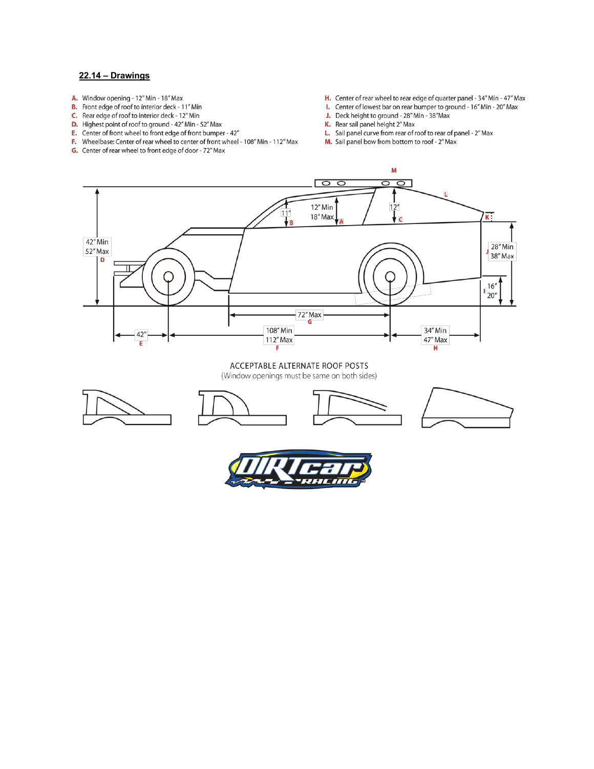## 22.14 – Drawings

- **A.** Window opening - 12″ Min - 18″ Max
- **B.** Front edge of roof to interior deck - 11″ Min
- **C.** Rear edge of roof to interior deck - 12″ Min
- **D.** Highest point of roof to ground - 42″ Min - 52″ Max
- **E.** Center of front wheel to front edge of front bumper - 42″
- **F.** Wheelbase: Center of rear wheel to center of front wheel - 108″ Min - 112″ Max
- **G.** Center of rear wheel to front edge of door - 72″ Max
- **H.** Center of rear wheel to rear edge of quarter panel - 34″ Min - 47″ Max
- **I.** Center of lowest bar on rear bumper to ground - 16″ Min - 20″ Max
- **J.** Deck height to ground - 28″ Min - 38″Max
- **K.** Rear sail panel height 2″ Max
- **L.** Sail panel curve from rear of roof to rear of panel - 2″ Max
- **M.** Sail panel bow from bottom to roof - 2″ Max

ACCEPTABLE ALTERNATE ROOF POSTS
(Window openings must be same on both sides)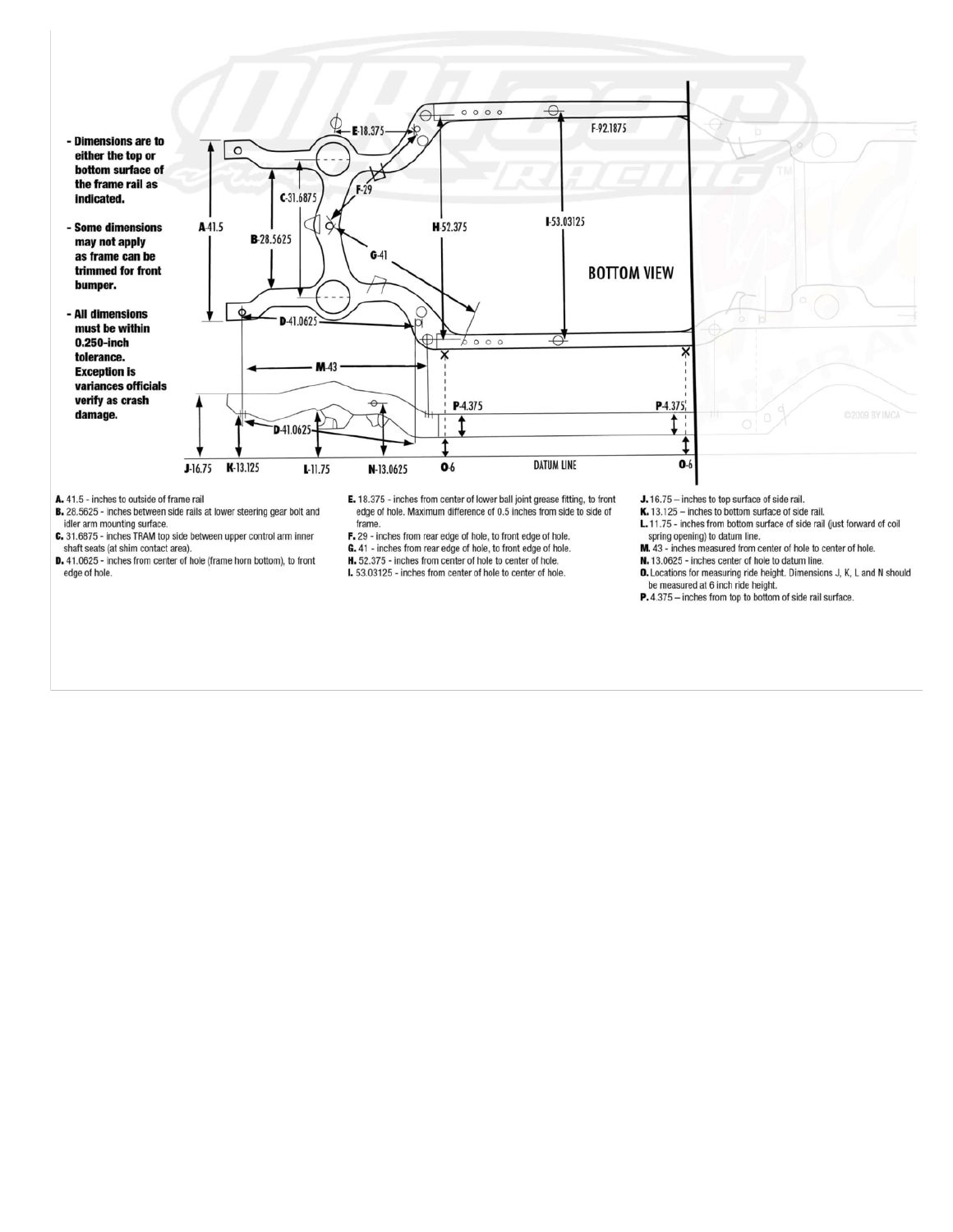- Dimensions are to either the top or bottom surface of the frame rail as indicated.

- Some dimensions may not apply as frame can be trimmed for front bumper.

- All dimensions must be within 0.250-inch tolerance. Exception is variances officials verify as crash damage.

E-18.375

F-92.1875

C-31.6875

A-41.5

B-28.5625

F-29

H-52.375

I-53.03125

G-41

BOTTOM VIEW

D-41.0625

M-43

P-4.375

P-4.375

D-41.0625

J-16.75

K-13.125

L-11.75

N-13.0625

O-6

DATUM LINE

O-6

©2009 BY IMCA

**A.** 41.5 - inches to outside of frame rail

**B.** 28.5625 - inches between side rails at lower steering gear bolt and idler arm mounting surface.

**C.** 31.6875 - inches TRAM top side between upper control arm inner shaft seats (at shim contact area).

**D.** 41.0625 - inches from center of hole (frame horn bottom), to front edge of hole.

**E.** 18.375 - inches from center of lower ball joint grease fitting, to front edge of hole. Maximum difference of 0.5 inches from side to side of frame.

**F.** 29 - inches from rear edge of hole, to front edge of hole.

**G.** 41 - inches from rear edge of hole, to front edge of hole.

**H.** 52.375 - inches from center of hole to center of hole.

**I.** 53.03125 - inches from center of hole to center of hole.

**J.** 16.75 – inches to top surface of side rail.

**K.** 13.125 – inches to bottom surface of side rail.

**L.** 11.75 - inches from bottom surface of side rail (just forward of coil spring opening) to datum line.

**M.** 43 - inches measured from center of hole to center of hole.

**N.** 13.0625 - inches center of hole to datum line.

**O.** Locations for measuring ride height. Dimensions J, K, L and N should be measured at 6 inch ride height.

**P.** 4.375 – inches from top to bottom of side rail surface.